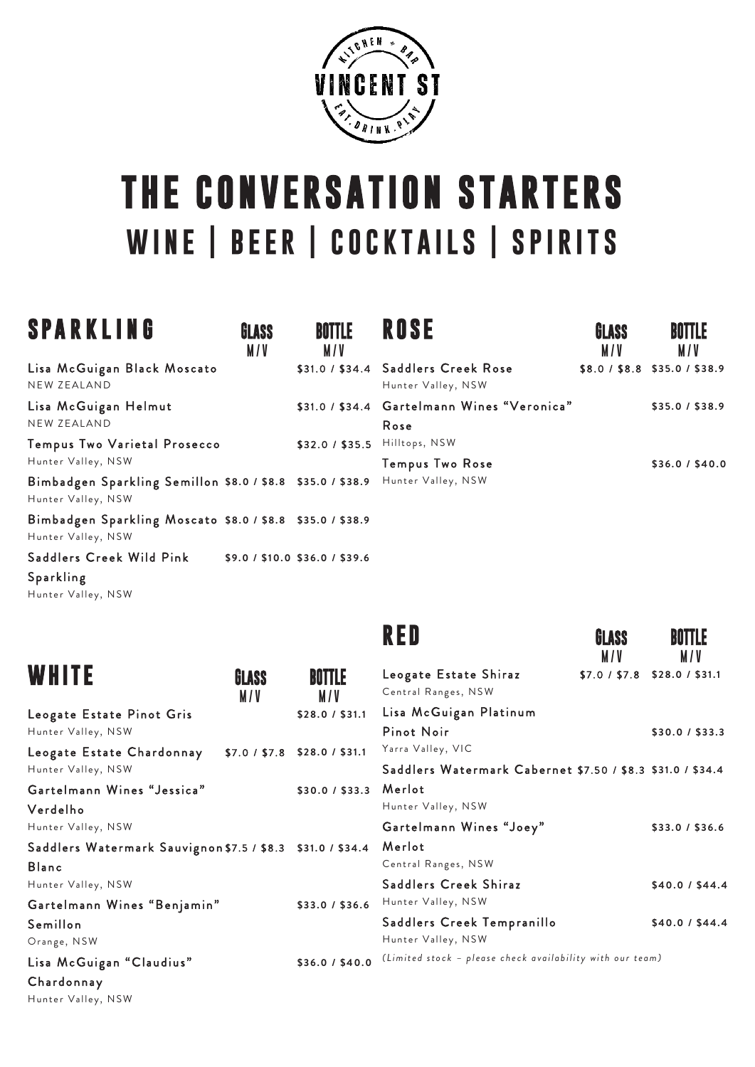KITCHEN + BAR
VINCENT ST
EAT. DRINK. PLAY

# THE CONVERSATION STARTERS
## WINE | BEER | COCKTAILS | SPIRITS

## SPARKLING

| | Glass M/V | Bottle M/V |
|---|---|---|
| Lisa McGuigan Black Moscato<br>NEW ZEALAND | | $31.0 / $34.4 |
| Lisa McGuigan Helmut<br>NEW ZEALAND | | $31.0 / $34.4 |
| Tempus Two Varietal Prosecco<br>Hunter Valley, NSW | | $32.0 / $35.5 |
| Bimbadgen Sparkling Semillon<br>Hunter Valley, NSW | $8.0 / $8.8 | $35.0 / $38.9 |
| Bimbadgen Sparkling Moscato<br>Hunter Valley, NSW | $8.0 / $8.8 | $35.0 / $38.9 |
| Saddlers Creek Wild Pink Sparkling<br>Hunter Valley, NSW | $9.0 / $10.0 | $36.0 / $39.6 |

## ROSE

| | Glass M/V | Bottle M/V |
|---|---|---|
| Saddlers Creek Rose<br>Hunter Valley, NSW | $8.0 / $8.8 | $35.0 / $38.9 |
| Gartelmann Wines "Veronica" Rose<br>Hilltops, NSW | | $35.0 / $38.9 |
| Tempus Two Rose<br>Hunter Valley, NSW | | $36.0 / $40.0 |

## WHITE

| | Glass M/V | Bottle M/V |
|---|---|---|
| Leogate Estate Pinot Gris<br>Hunter Valley, NSW | | $28.0 / $31.1 |
| Leogate Estate Chardonnay<br>Hunter Valley, NSW | $7.0 / $7.8 | $28.0 / $31.1 |
| Gartelmann Wines "Jessica" Verdelho<br>Hunter Valley, NSW | | $30.0 / $33.3 |
| Saddlers Watermark Sauvignon Blanc<br>Hunter Valley, NSW | $7.5 / $8.3 | $31.0 / $34.4 |
| Gartelmann Wines "Benjamin" Semillon<br>Orange, NSW | | $33.0 / $36.6 |
| Lisa McGuigan "Claudius" Chardonnay<br>Hunter Valley, NSW | | $36.0 / $40.0 |

## RED

| | Glass M/V | Bottle M/V |
|---|---|---|
| Leogate Estate Shiraz<br>Central Ranges, NSW | $7.0 / $7.8 | $28.0 / $31.1 |
| Lisa McGuigan Platinum Pinot Noir<br>Yarra Valley, VIC | | $30.0 / $33.3 |
| Saddlers Watermark Cabernet Merlot<br>Hunter Valley, NSW | $7.50 / $8.3 | $31.0 / $34.4 |
| Gartelmann Wines "Joey" Merlot<br>Central Ranges, NSW | | $33.0 / $36.6 |
| Saddlers Creek Shiraz<br>Hunter Valley, NSW | | $40.0 / $44.4 |
| Saddlers Creek Tempranillo<br>Hunter Valley, NSW | | $40.0 / $44.4 |

*(Limited stock – please check availability with our team)*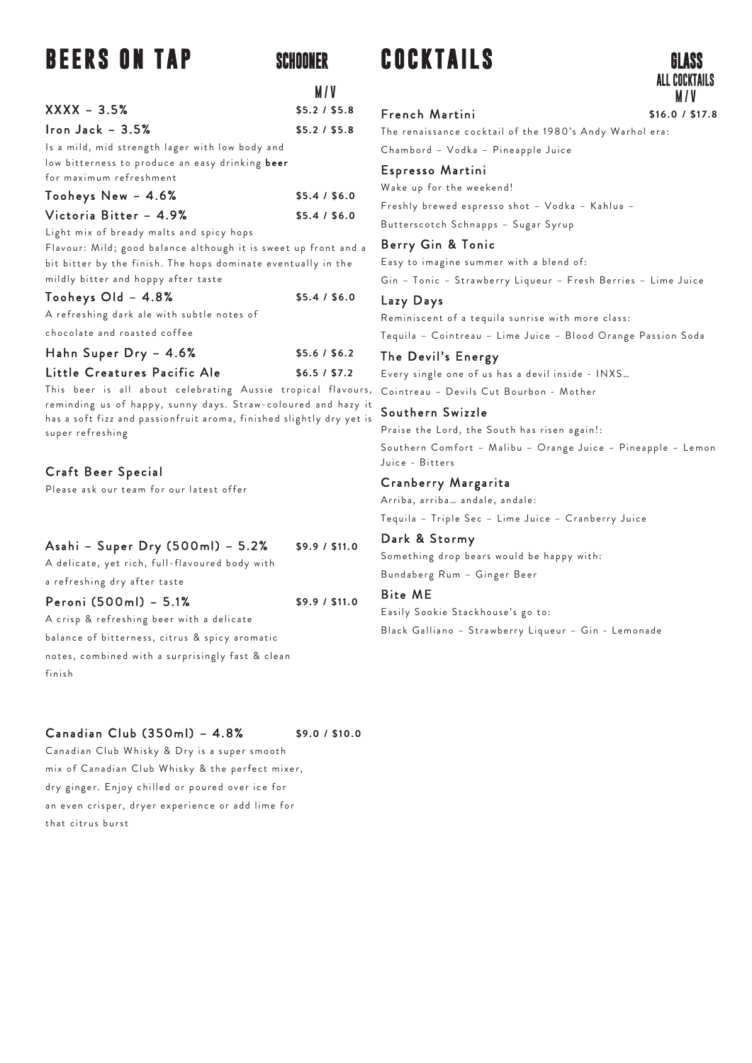# BEERS ON TAP

SCHOONER
M / V

**XXXX – 3.5%** — $5.2 / $5.8

**Iron Jack – 3.5%** — $5.2 / $5.8

Is a mild, mid strength lager with low body and low bitterness to produce an easy drinking **beer** for maximum refreshment

**Tooheys New – 4.6%** — $5.4 / $6.0

**Victoria Bitter – 4.9%** — $5.4 / $6.0

Light mix of bready malts and spicy hops
Flavour: Mild; good balance although it is sweet up front and a bit bitter by the finish. The hops dominate eventually in the mildly bitter and hoppy after taste

**Tooheys Old – 4.8%** — $5.4 / $6.0

A refreshing dark ale with subtle notes of chocolate and roasted coffee

**Hahn Super Dry – 4.6%** — $5.6 / $6.2

**Little Creatures Pacific Ale** — $6.5 / $7.2

This beer is all about celebrating Aussie tropical flavours, reminding us of happy, sunny days. Straw-coloured and hazy it has a soft fizz and passionfruit aroma, finished slightly dry yet is super refreshing

**Craft Beer Special**

Please ask our team for our latest offer

**Asahi – Super Dry (500ml) – 5.2%** — $9.9 / $11.0

A delicate, yet rich, full-flavoured body with a refreshing dry after taste

**Peroni (500ml) – 5.1%** — $9.9 / $11.0

A crisp & refreshing beer with a delicate balance of bitterness, citrus & spicy aromatic notes, combined with a surprisingly fast & clean finish

**Canadian Club (350ml) – 4.8%** — $9.0 / $10.0

Canadian Club Whisky & Dry is a super smooth mix of Canadian Club Whisky & the perfect mixer, dry ginger. Enjoy chilled or poured over ice for an even crisper, dryer experience or add lime for that citrus burst

# COCKTAILS

GLASS
ALL COCKTAILS
M / V
$16.0 / $17.8

**French Martini**

The renaissance cocktail of the 1980's Andy Warhol era:
Chambord – Vodka – Pineapple Juice

**Espresso Martini**

Wake up for the weekend!
Freshly brewed espresso shot – Vodka – Kahlua – Butterscotch Schnapps – Sugar Syrup

**Berry Gin & Tonic**

Easy to imagine summer with a blend of:
Gin – Tonic – Strawberry Liqueur – Fresh Berries – Lime Juice

**Lazy Days**

Reminiscent of a tequila sunrise with more class:
Tequila – Cointreau – Lime Juice – Blood Orange Passion Soda

**The Devil's Energy**

Every single one of us has a devil inside - INXS…
Cointreau – Devils Cut Bourbon - Mother

**Southern Swizzle**

Praise the Lord, the South has risen again!:
Southern Comfort – Malibu – Orange Juice – Pineapple – Lemon Juice - Bitters

**Cranberry Margarita**

Arriba, arriba… andale, andale:
Tequila – Triple Sec – Lime Juice – Cranberry Juice

**Dark & Stormy**

Something drop bears would be happy with:
Bundaberg Rum – Ginger Beer

**Bite ME**

Easily Sookie Stackhouse's go to:
Black Galliano – Strawberry Liqueur – Gin - Lemonade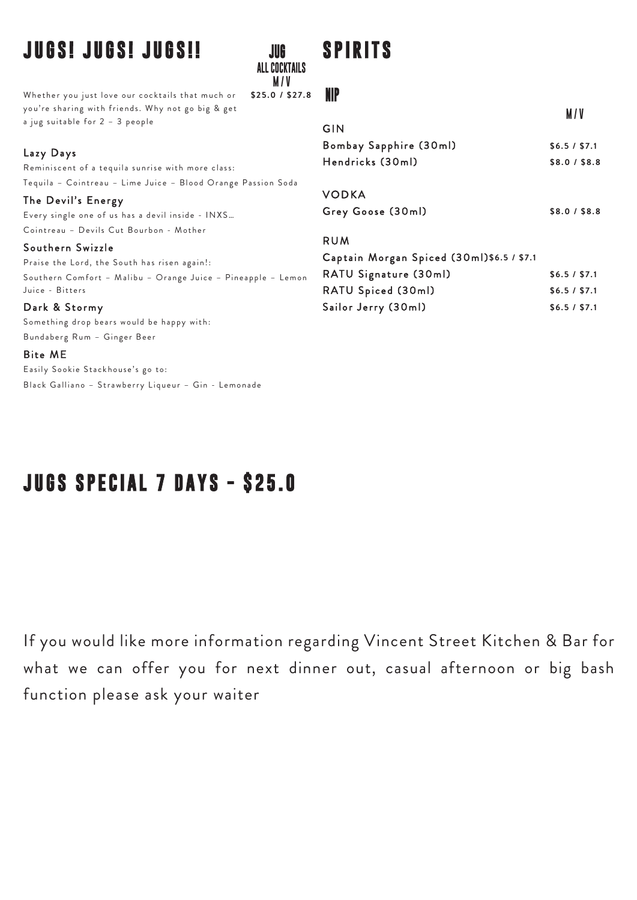# JUGS! JUGS! JUGS!!

JUG
ALL COCKTAILS
M / V
**$25.0 / $27.8**

Whether you just love our cocktails that much or you're sharing with friends. Why not go big & get a jug suitable for 2 – 3 people

### Lazy Days
Reminiscent of a tequila sunrise with more class:
Tequila – Cointreau – Lime Juice – Blood Orange Passion Soda

### The Devil's Energy
Every single one of us has a devil inside - INXS…
Cointreau – Devils Cut Bourbon - Mother

### Southern Swizzle
Praise the Lord, the South has risen again!:
Southern Comfort – Malibu – Orange Juice – Pineapple – Lemon Juice - Bitters

### Dark & Stormy
Something drop bears would be happy with:
Bundaberg Rum – Ginger Beer

### Bite ME
Easily Sookie Stackhouse's go to:
Black Galliano – Strawberry Liqueur – Gin - Lemonade

# SPIRITS

## NIP

| | M / V |
|---|---|
| **GIN** | |
| Bombay Sapphire (30ml) | $6.5 / $7.1 |
| Hendricks (30ml) | $8.0 / $8.8 |
| **VODKA** | |
| Grey Goose (30ml) | $8.0 / $8.8 |
| **RUM** | |
| Captain Morgan Spiced (30ml) | $6.5 / $7.1 |
| RATU Signature (30ml) | $6.5 / $7.1 |
| RATU Spiced (30ml) | $6.5 / $7.1 |
| Sailor Jerry (30ml) | $6.5 / $7.1 |

# JUGS SPECIAL 7 DAYS - $25.0

If you would like more information regarding Vincent Street Kitchen & Bar for what we can offer you for next dinner out, casual afternoon or big bash function please ask your waiter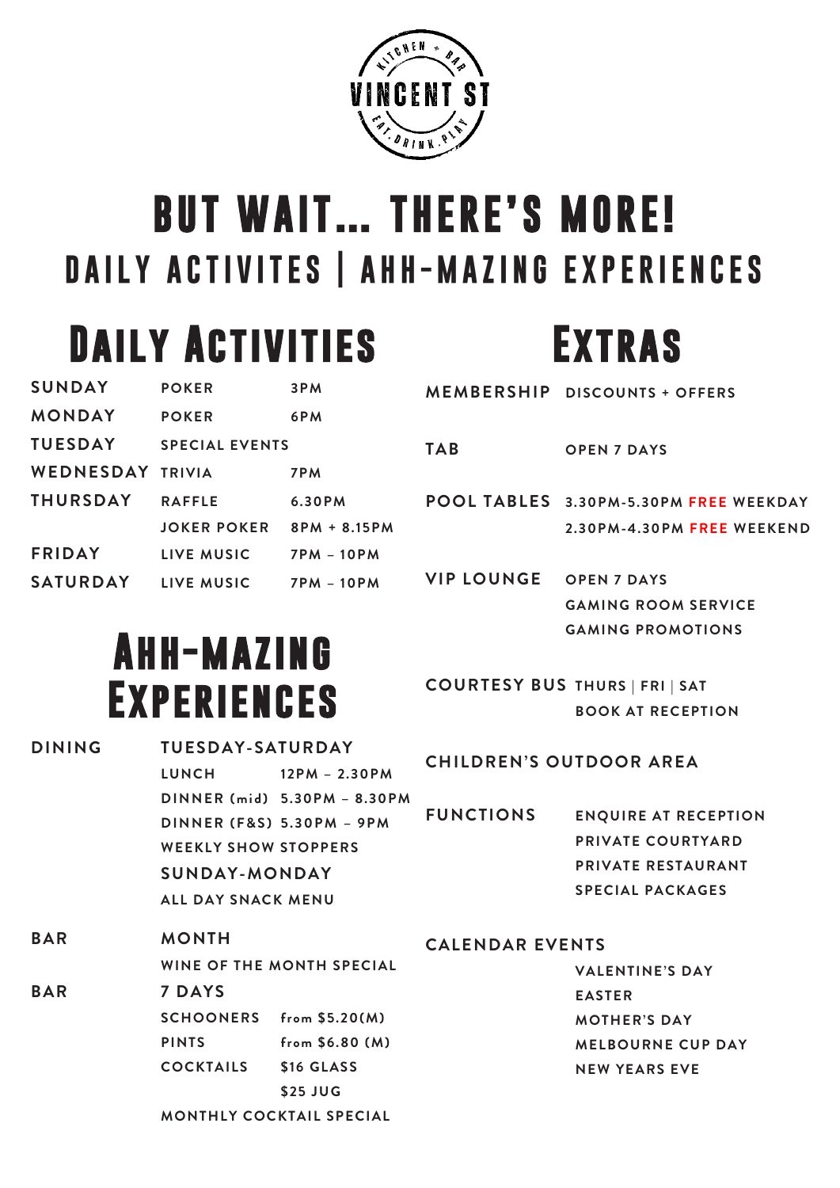KITCHEN + BAR

VINCENT ST

EAT . DRINK . PLAY

# BUT WAIT... THERE'S MORE!

## DAILY ACTIVITES | AHH-MAZING EXPERIENCES

## Daily Activities

| | | |
|---|---|---|
| SUNDAY | POKER | 3PM |
| MONDAY | POKER | 6PM |
| TUESDAY | SPECIAL EVENTS | |
| WEDNESDAY | TRIVIA | 7PM |
| THURSDAY | RAFFLE | 6.30PM |
| | JOKER POKER | 8PM + 8.15PM |
| FRIDAY | LIVE MUSIC | 7PM – 10PM |
| SATURDAY | LIVE MUSIC | 7PM – 10PM |

## Ahh-Mazing Experiences

| | | |
|---|---|---|
| DINING | TUESDAY-SATURDAY | |
| | LUNCH | 12PM – 2.30PM |
| | DINNER (mid) | 5.30PM – 8.30PM |
| | DINNER (F&S) | 5.30PM – 9PM |
| | WEEKLY SHOW STOPPERS | |
| | SUNDAY-MONDAY | |
| | ALL DAY SNACK MENU | |
| BAR | MONTH | |
| | WINE OF THE MONTH SPECIAL | |
| BAR | 7 DAYS | |
| | SCHOONERS | from $5.20(M) |
| | PINTS | from $6.80 (M) |
| | COCKTAILS | $16 GLASS |
| | | $25 JUG |
| | MONTHLY COCKTAIL SPECIAL | |

## Extras

| | |
|---|---|
| MEMBERSHIP | DISCOUNTS + OFFERS |
| TAB | OPEN 7 DAYS |
| POOL TABLES | 3.30PM-5.30PM FREE WEEKDAY<br>2.30PM-4.30PM FREE WEEKEND |
| VIP LOUNGE | OPEN 7 DAYS<br>GAMING ROOM SERVICE<br>GAMING PROMOTIONS |
| COURTESY BUS | THURS \| FRI \| SAT<br>BOOK AT RECEPTION |
| CHILDREN'S OUTDOOR AREA | |
| FUNCTIONS | ENQUIRE AT RECEPTION<br>PRIVATE COURTYARD<br>PRIVATE RESTAURANT<br>SPECIAL PACKAGES |
| CALENDAR EVENTS | VALENTINE'S DAY<br>EASTER<br>MOTHER'S DAY<br>MELBOURNE CUP DAY<br>NEW YEARS EVE |